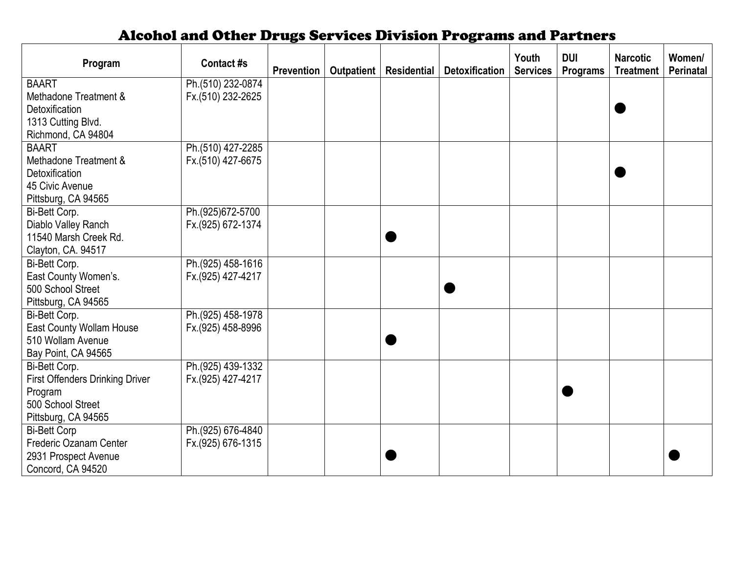# Alcohol and Other Drugs Services Division Programs and Partners

| Program | Contact #s | Prevention | Outpatient | Residential | Detoxification | Youth Services | DUI Programs | Narcotic Treatment | Women/ Perinatal |
|---|---|---|---|---|---|---|---|---|---|
| BAART<br>Methadone Treatment & Detoxification<br>1313 Cutting Blvd.<br>Richmond, CA 94804 | Ph.(510) 232-0874<br>Fx.(510) 232-2625 | | | | | | | ● | |
| BAART<br>Methadone Treatment & Detoxification<br>45 Civic Avenue<br>Pittsburg, CA 94565 | Ph.(510) 427-2285<br>Fx.(510) 427-6675 | | | | | | | ● | |
| Bi-Bett Corp.<br>Diablo Valley Ranch<br>11540 Marsh Creek Rd.<br>Clayton, CA. 94517 | Ph.(925)672-5700<br>Fx.(925) 672-1374 | | | ● | | | | | |
| Bi-Bett Corp.<br>East County Women's.<br>500 School Street<br>Pittsburg, CA 94565 | Ph.(925) 458-1616<br>Fx.(925) 427-4217 | | | | ● | | | | |
| Bi-Bett Corp.<br>East County Wollam House<br>510 Wollam Avenue<br>Bay Point, CA 94565 | Ph.(925) 458-1978<br>Fx.(925) 458-8996 | | | ● | | | | | |
| Bi-Bett Corp.<br>First Offenders Drinking Driver Program<br>500 School Street<br>Pittsburg, CA 94565 | Ph.(925) 439-1332<br>Fx.(925) 427-4217 | | | | | | ● | | |
| Bi-Bett Corp<br>Frederic Ozanam Center<br>2931 Prospect Avenue<br>Concord, CA 94520 | Ph.(925) 676-4840<br>Fx.(925) 676-1315 | | | ● | | | | | ● |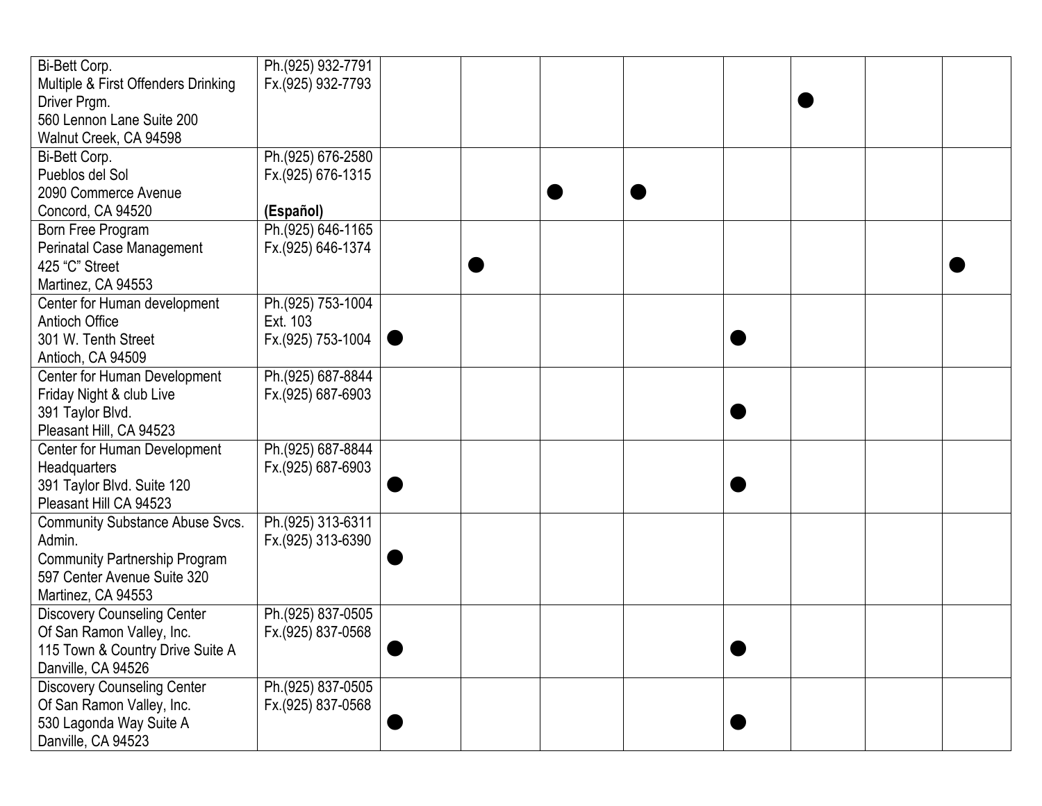| | | | | | | | | | |
|---|---|---|---|---|---|---|---|---|---|
| Bi-Bett Corp.<br>Multiple & First Offenders Drinking Driver Prgm.<br>560 Lennon Lane Suite 200<br>Walnut Creek, CA 94598 | Ph.(925) 932-7791<br>Fx.(925) 932-7793 | | | | | | ● | | |
| Bi-Bett Corp.<br>Pueblos del Sol<br>2090 Commerce Avenue<br>Concord, CA 94520 | Ph.(925) 676-2580<br>Fx.(925) 676-1315<br><br>**(Español)** | | | ● | ● | | | | |
| Born Free Program<br>Perinatal Case Management<br>425 "C" Street<br>Martinez, CA 94553 | Ph.(925) 646-1165<br>Fx.(925) 646-1374 | | ● | | | | | | ● |
| Center for Human development<br>Antioch Office<br>301 W. Tenth Street<br>Antioch, CA 94509 | Ph.(925) 753-1004<br>Ext. 103<br>Fx.(925) 753-1004 | ● | | | | ● | | | |
| Center for Human Development<br>Friday Night & club Live<br>391 Taylor Blvd.<br>Pleasant Hill, CA 94523 | Ph.(925) 687-8844<br>Fx.(925) 687-6903 | | | | | ● | | | |
| Center for Human Development<br>Headquarters<br>391 Taylor Blvd. Suite 120<br>Pleasant Hill CA 94523 | Ph.(925) 687-8844<br>Fx.(925) 687-6903 | ● | | | | ● | | | |
| Community Substance Abuse Svcs. Admin.<br>Community Partnership Program<br>597 Center Avenue Suite 320<br>Martinez, CA 94553 | Ph.(925) 313-6311<br>Fx.(925) 313-6390 | ● | | | | | | | |
| Discovery Counseling Center<br>Of San Ramon Valley, Inc.<br>115 Town & Country Drive Suite A<br>Danville, CA 94526 | Ph.(925) 837-0505<br>Fx.(925) 837-0568 | ● | | | | ● | | | |
| Discovery Counseling Center<br>Of San Ramon Valley, Inc.<br>530 Lagonda Way Suite A<br>Danville, CA 94523 | Ph.(925) 837-0505<br>Fx.(925) 837-0568 | ● | | | | ● | | | |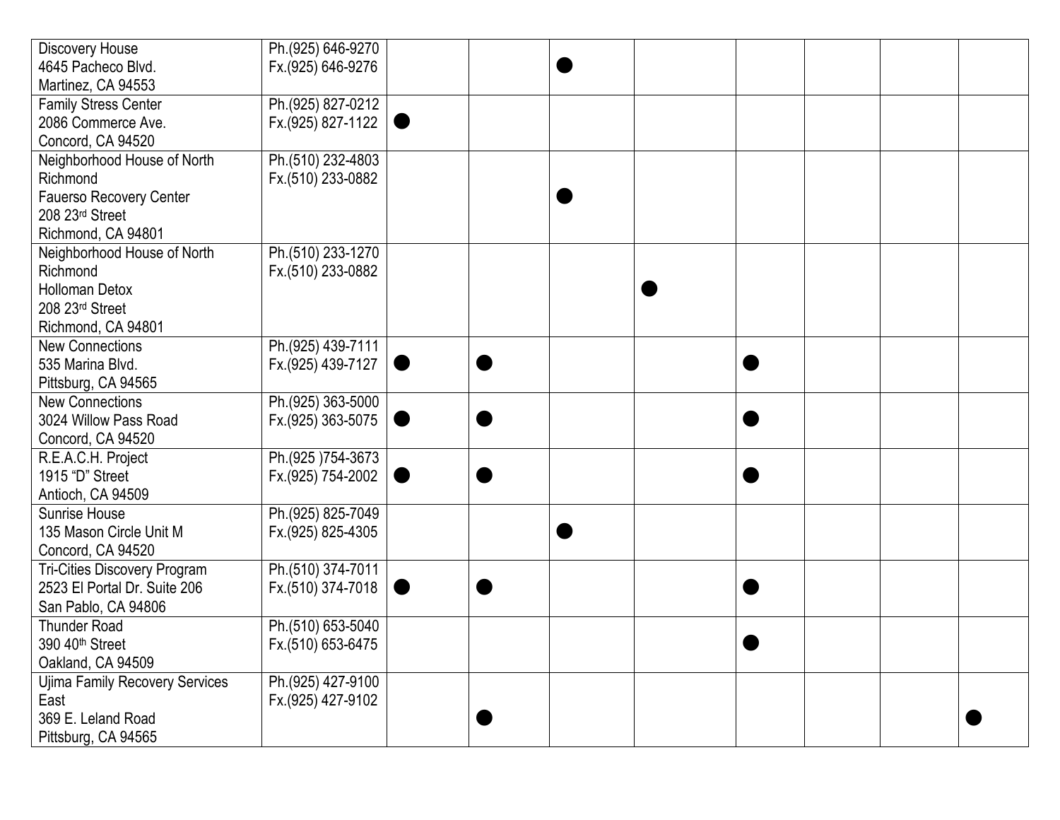|  |  |  |  |  |  |  |  |  |  |
|---|---|---|---|---|---|---|---|---|---|
| Discovery House<br>4645 Pacheco Blvd.<br>Martinez, CA 94553 | Ph.(925) 646-9270<br>Fx.(925) 646-9276 |  |  | ● |  |  |  |  |  |
| Family Stress Center<br>2086 Commerce Ave.<br>Concord, CA 94520 | Ph.(925) 827-0212<br>Fx.(925) 827-1122 | ● |  |  |  |  |  |  |  |
| Neighborhood House of North Richmond<br>Fauerso Recovery Center<br>208 23rd Street<br>Richmond, CA 94801 | Ph.(510) 232-4803<br>Fx.(510) 233-0882 |  |  | ● |  |  |  |  |  |
| Neighborhood House of North Richmond<br>Holloman Detox<br>208 23rd Street<br>Richmond, CA 94801 | Ph.(510) 233-1270<br>Fx.(510) 233-0882 |  |  |  | ● |  |  |  |  |
| New Connections<br>535 Marina Blvd.<br>Pittsburg, CA 94565 | Ph.(925) 439-7111<br>Fx.(925) 439-7127 | ● | ● |  |  | ● |  |  |  |
| New Connections<br>3024 Willow Pass Road<br>Concord, CA 94520 | Ph.(925) 363-5000<br>Fx.(925) 363-5075 | ● | ● |  |  | ● |  |  |  |
| R.E.A.C.H. Project<br>1915 "D" Street<br>Antioch, CA 94509 | Ph.(925 )754-3673<br>Fx.(925) 754-2002 | ● | ● |  |  | ● |  |  |  |
| Sunrise House<br>135 Mason Circle Unit M<br>Concord, CA 94520 | Ph.(925) 825-7049<br>Fx.(925) 825-4305 |  |  | ● |  |  |  |  |  |
| Tri-Cities Discovery Program<br>2523 El Portal Dr. Suite 206<br>San Pablo, CA 94806 | Ph.(510) 374-7011<br>Fx.(510) 374-7018 | ● | ● |  |  | ● |  |  |  |
| Thunder Road<br>390 40th Street<br>Oakland, CA 94509 | Ph.(510) 653-5040<br>Fx.(510) 653-6475 |  |  |  |  | ● |  |  |  |
| Ujima Family Recovery Services East<br>369 E. Leland Road<br>Pittsburg, CA 94565 | Ph.(925) 427-9100<br>Fx.(925) 427-9102 |  | ● |  |  |  |  |  | ● |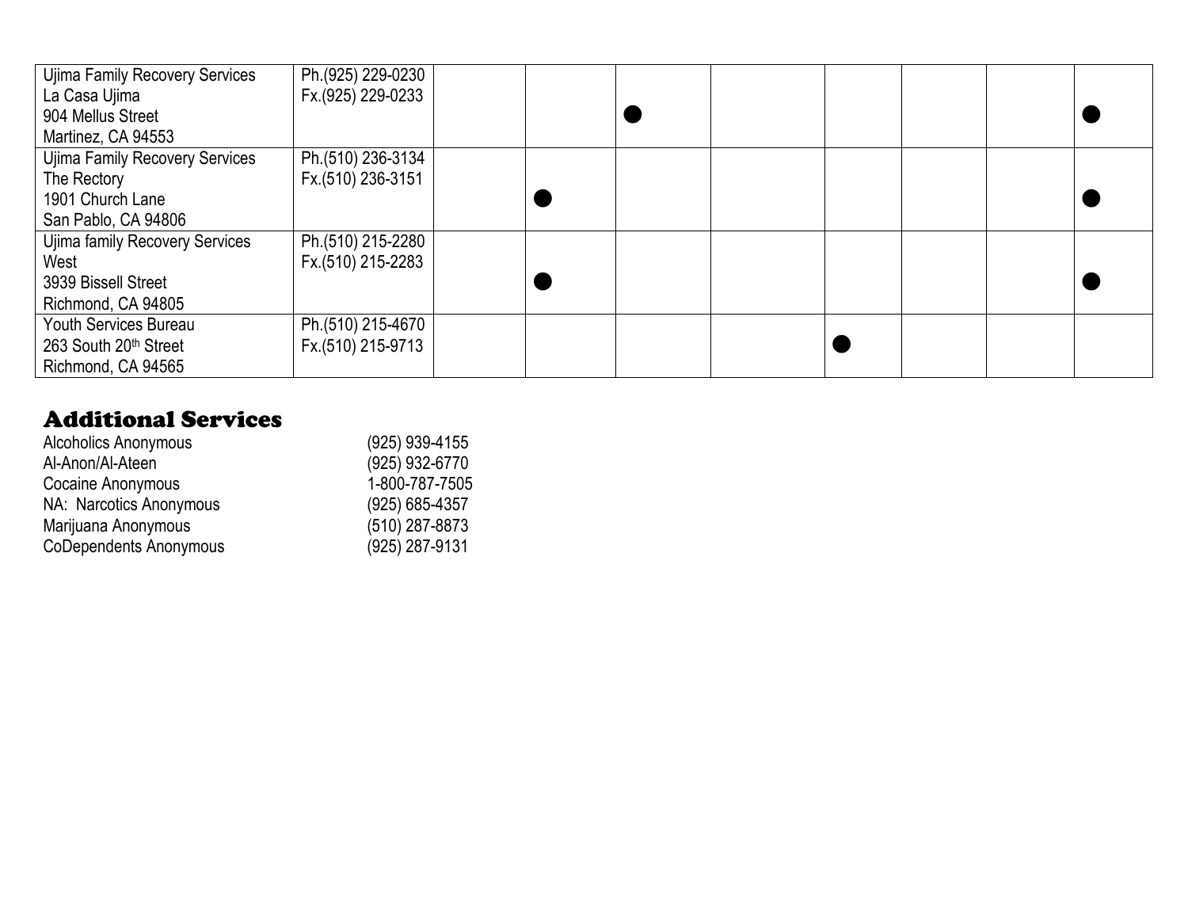| | | | | | | | | | |
|---|---|---|---|---|---|---|---|---|---|
| Ujima Family Recovery Services<br>La Casa Ujima<br>904 Mellus Street<br>Martinez, CA 94553 | Ph.(925) 229-0230<br>Fx.(925) 229-0233 | | | ● | | | | | ● |
| Ujima Family Recovery Services<br>The Rectory<br>1901 Church Lane<br>San Pablo, CA 94806 | Ph.(510) 236-3134<br>Fx.(510) 236-3151 | | ● | | | | | | ● |
| Ujima family Recovery Services<br>West<br>3939 Bissell Street<br>Richmond, CA 94805 | Ph.(510) 215-2280<br>Fx.(510) 215-2283 | | ● | | | | | | ● |
| Youth Services Bureau<br>263 South 20th Street<br>Richmond, CA 94565 | Ph.(510) 215-4670<br>Fx.(510) 215-9713 | | | | | ● | | | |

## Additional Services

| | |
|---|---|
| Alcoholics Anonymous | (925) 939-4155 |
| Al-Anon/Al-Ateen | (925) 932-6770 |
| Cocaine Anonymous | 1-800-787-7505 |
| NA: Narcotics Anonymous | (925) 685-4357 |
| Marijuana Anonymous | (510) 287-8873 |
| CoDependents Anonymous | (925) 287-9131 |